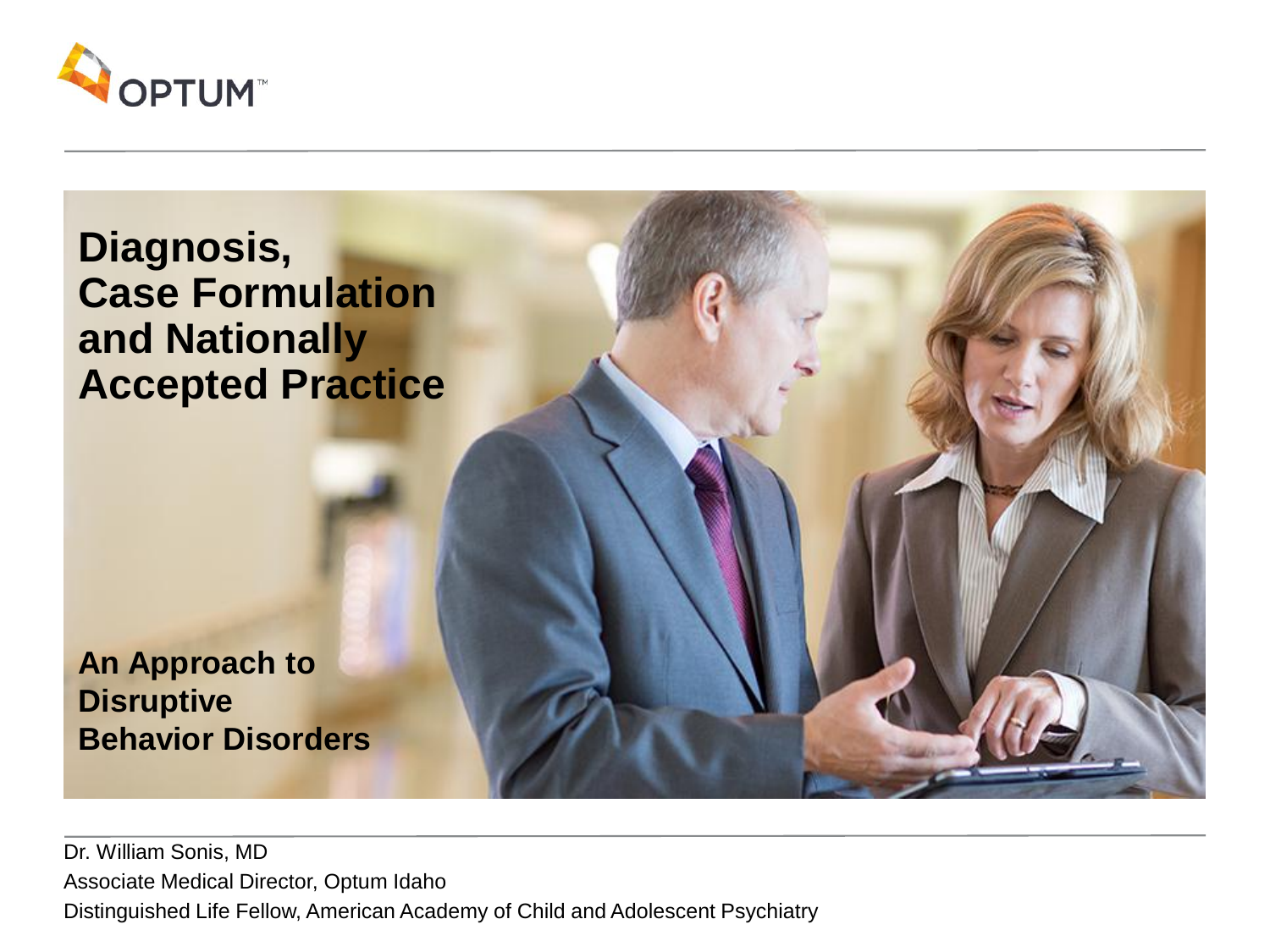OPTUM™

# Diagnosis, Case Formulation and Nationally Accepted Practice

## An Approach to Disruptive Behavior Disorders

Dr. William Sonis, MD

Associate Medical Director, Optum Idaho

Distinguished Life Fellow, American Academy of Child and Adolescent Psychiatry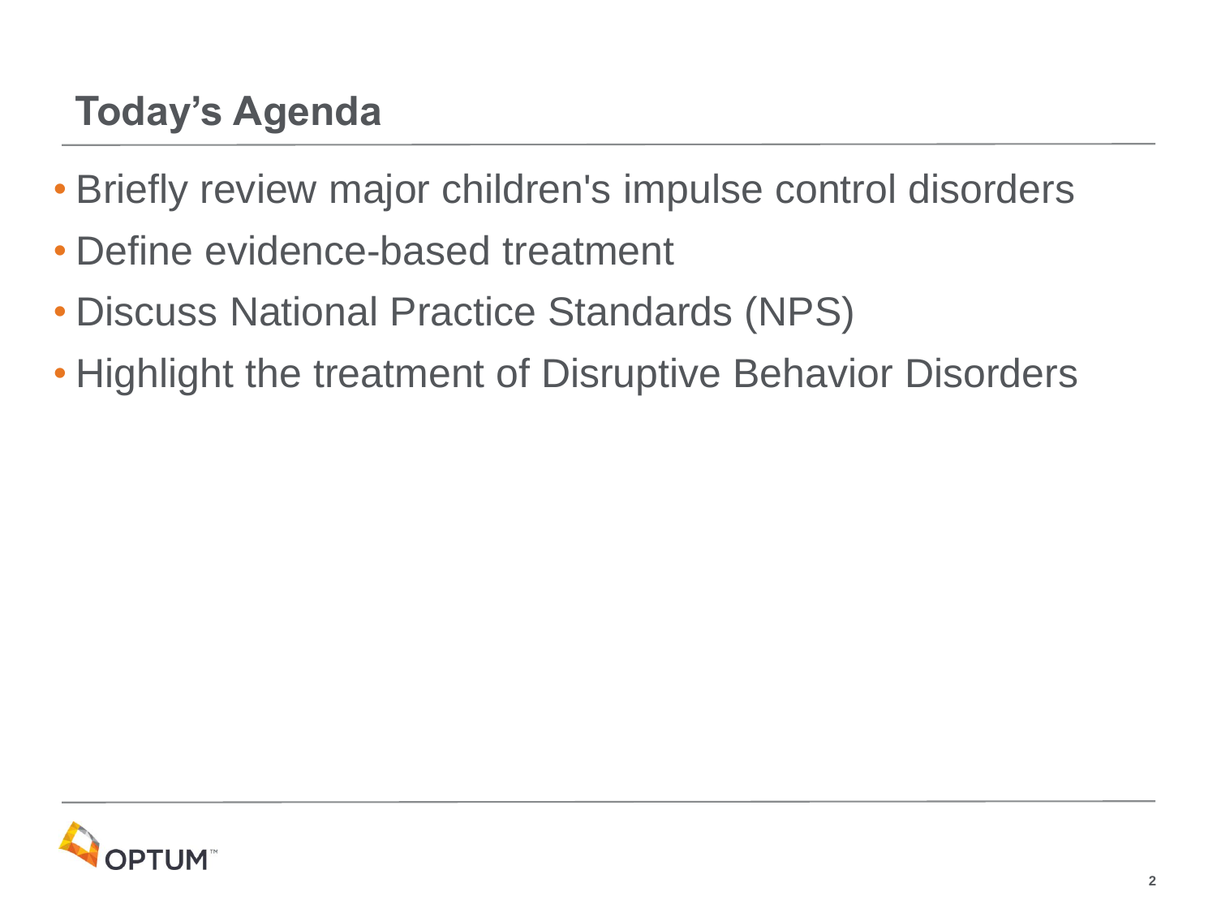# Today's Agenda

- Briefly review major children's impulse control disorders
- Define evidence-based treatment
- Discuss National Practice Standards (NPS)
- Highlight the treatment of Disruptive Behavior Disorders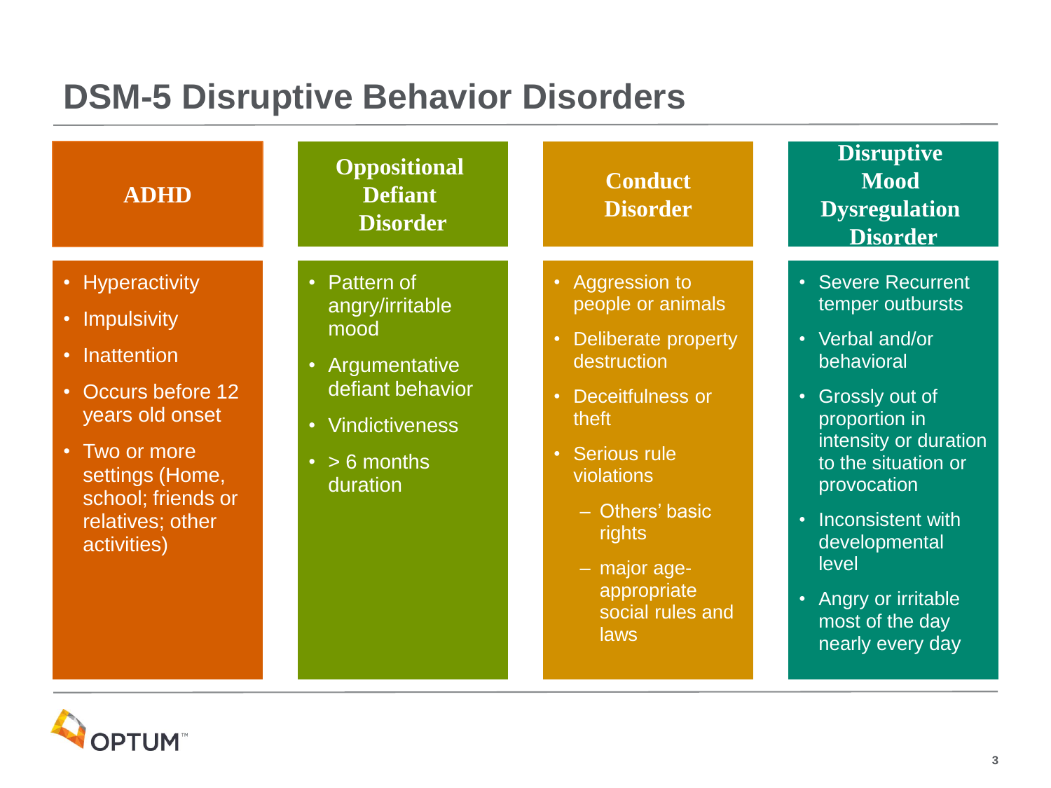# DSM-5 Disruptive Behavior Disorders

## ADHD

- Hyperactivity
- Impulsivity
- Inattention
- Occurs before 12 years old onset
- Two or more settings (Home, school; friends or relatives; other activities)

## Oppositional Defiant Disorder

- Pattern of angry/irritable mood
- Argumentative defiant behavior
- Vindictiveness
- > 6 months duration

## Conduct Disorder

- Aggression to people or animals
- Deliberate property destruction
- Deceitfulness or theft
- Serious rule violations
  - Others' basic rights
  - major age-appropriate social rules and laws

## Disruptive Mood Dysregulation Disorder

- Severe Recurrent temper outbursts
- Verbal and/or behavioral
- Grossly out of proportion in intensity or duration to the situation or provocation
- Inconsistent with developmental level
- Angry or irritable most of the day nearly every day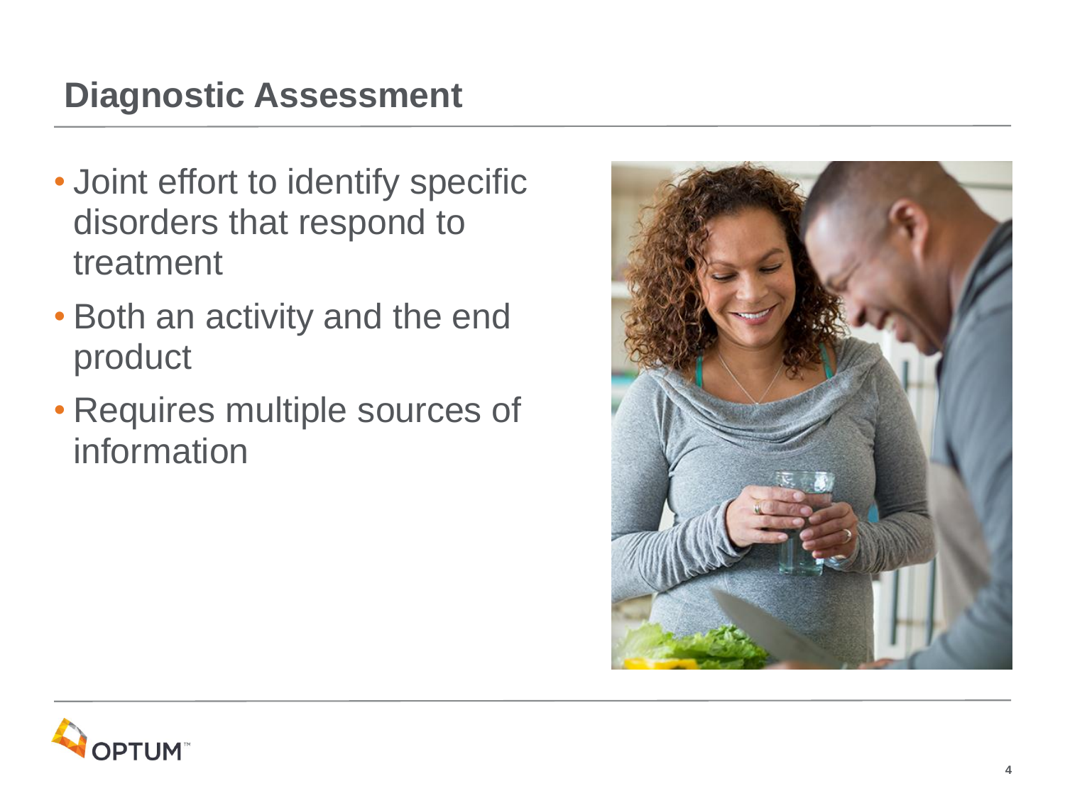# Diagnostic Assessment

- Joint effort to identify specific disorders that respond to treatment
- Both an activity and the end product
- Requires multiple sources of information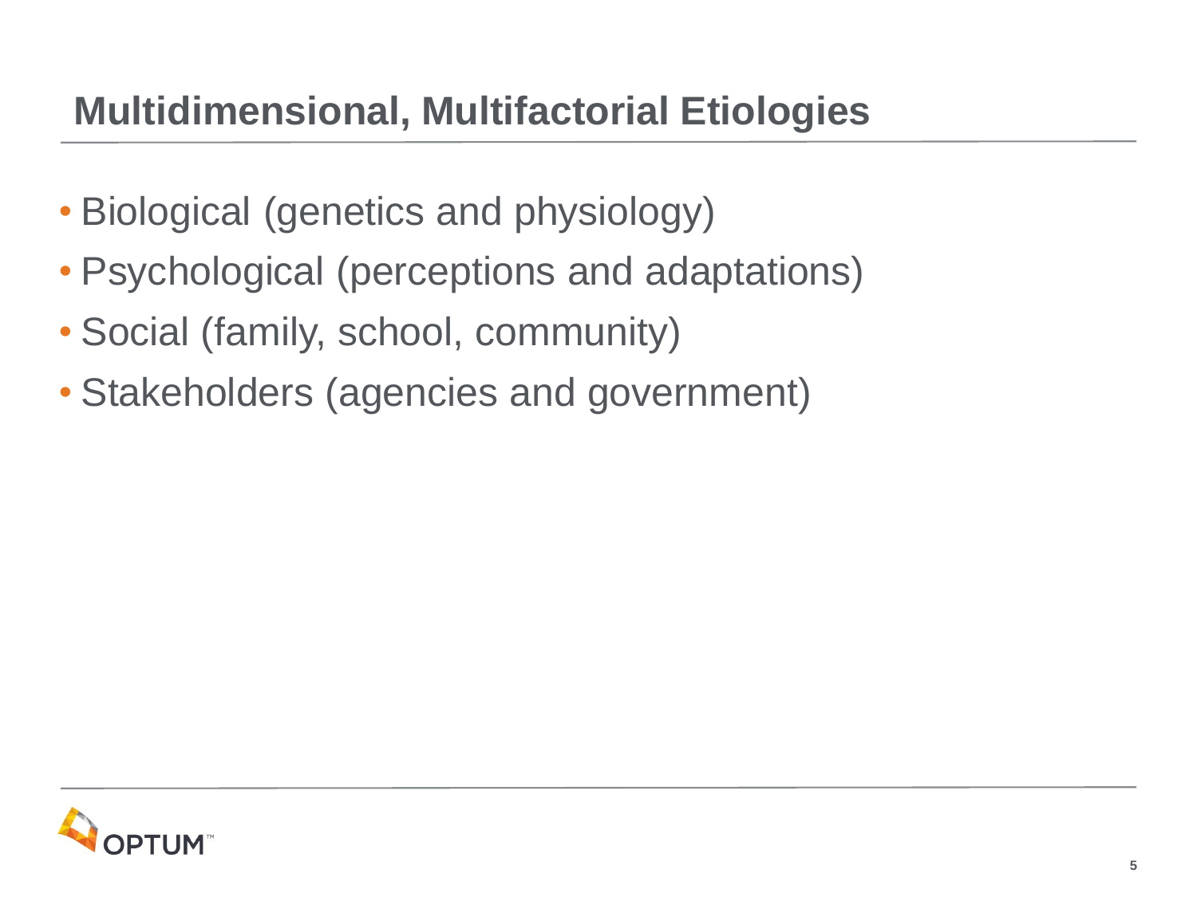# Multidimensional, Multifactorial Etiologies

- Biological (genetics and physiology)
- Psychological (perceptions and adaptations)
- Social (family, school, community)
- Stakeholders (agencies and government)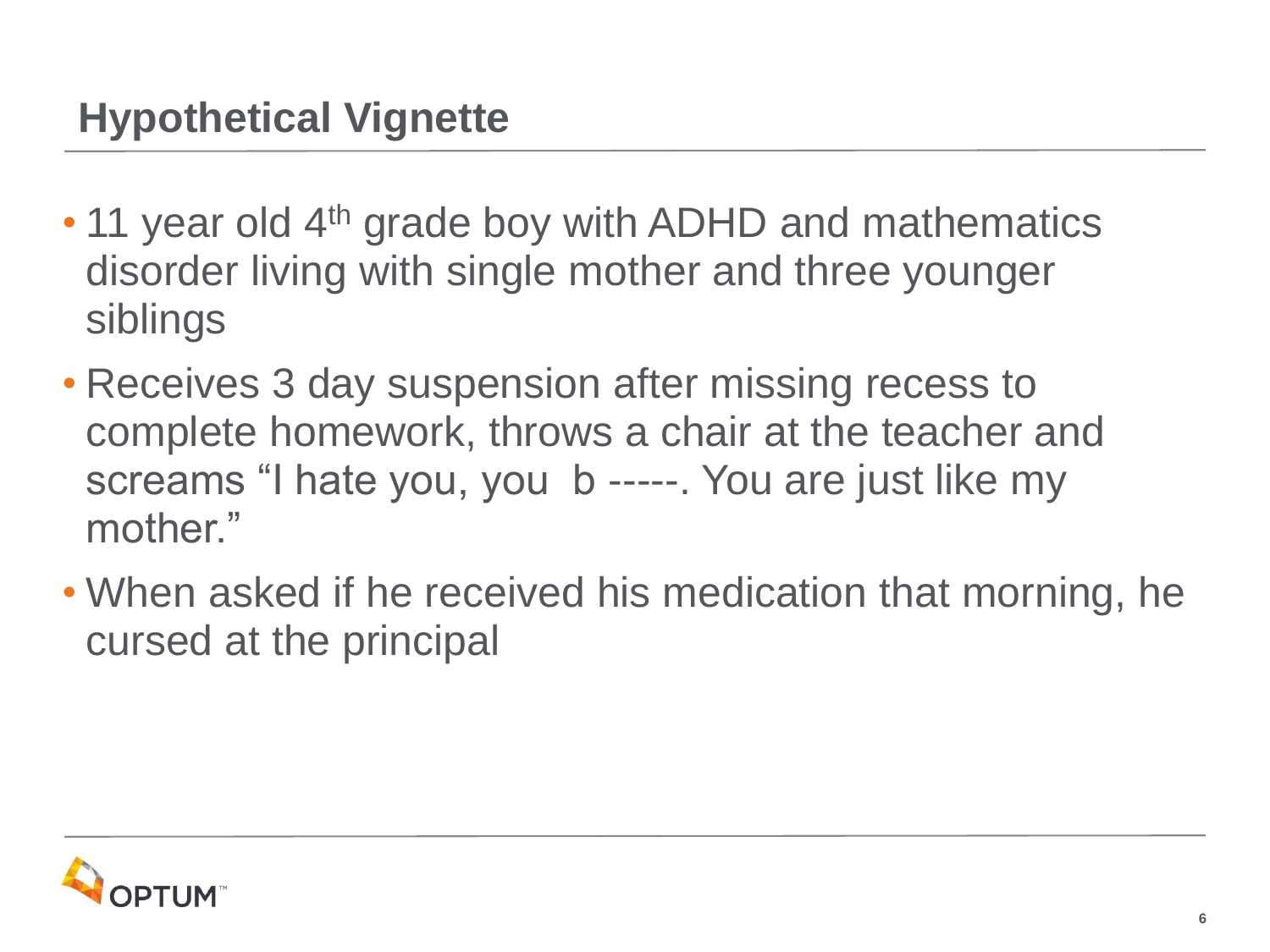# Hypothetical Vignette

- 11 year old 4th grade boy with ADHD and mathematics disorder living with single mother and three younger siblings
- Receives 3 day suspension after missing recess to complete homework, throws a chair at the teacher and screams "I hate you, you b -----. You are just like my mother."
- When asked if he received his medication that morning, he cursed at the principal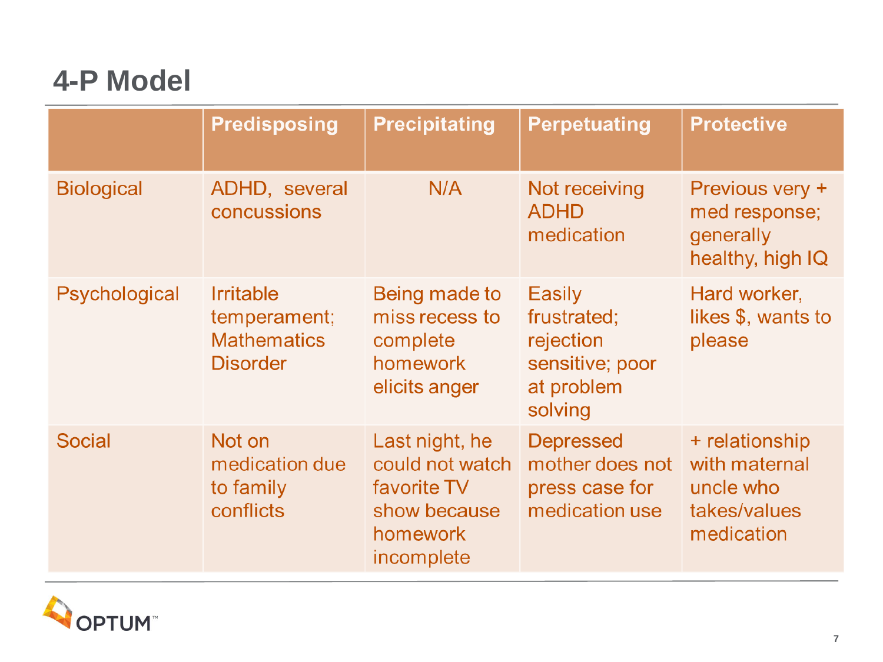# 4-P Model

| | Predisposing | Precipitating | Perpetuating | Protective |
|---|---|---|---|---|
| Biological | ADHD, several concussions | N/A | Not receiving ADHD medication | Previous very + med response; generally healthy, high IQ |
| Psychological | Irritable temperament; Mathematics Disorder | Being made to miss recess to complete homework elicits anger | Easily frustrated; rejection sensitive; poor at problem solving | Hard worker, likes $, wants to please |
| Social | Not on medication due to family conflicts | Last night, he could not watch favorite TV show because homework incomplete | Depressed mother does not press case for medication use | + relationship with maternal uncle who takes/values medication |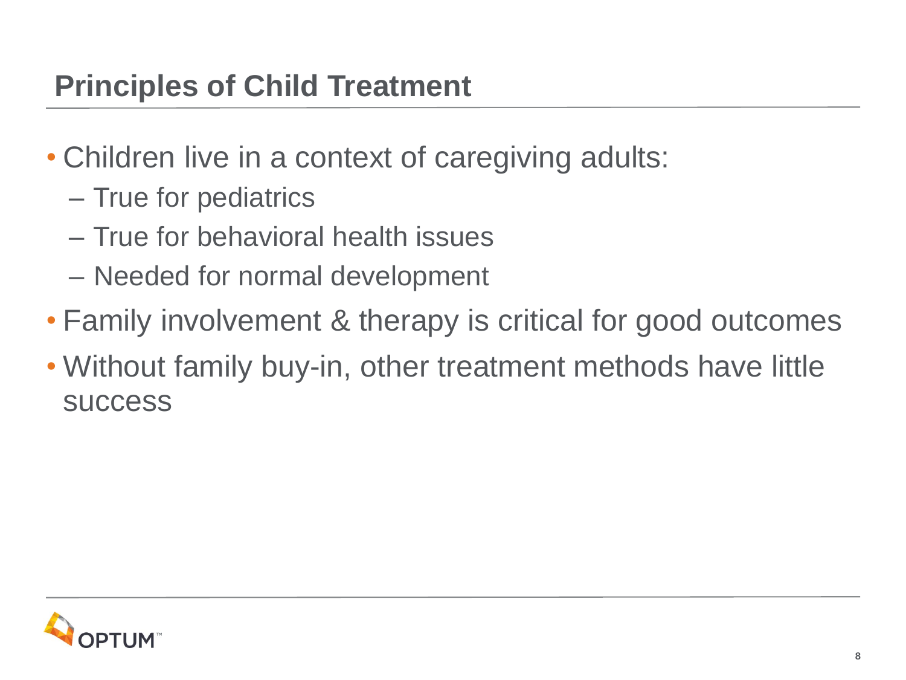# Principles of Child Treatment

- Children live in a context of caregiving adults:
  - True for pediatrics
  - True for behavioral health issues
  - Needed for normal development
- Family involvement & therapy is critical for good outcomes
- Without family buy-in, other treatment methods have little success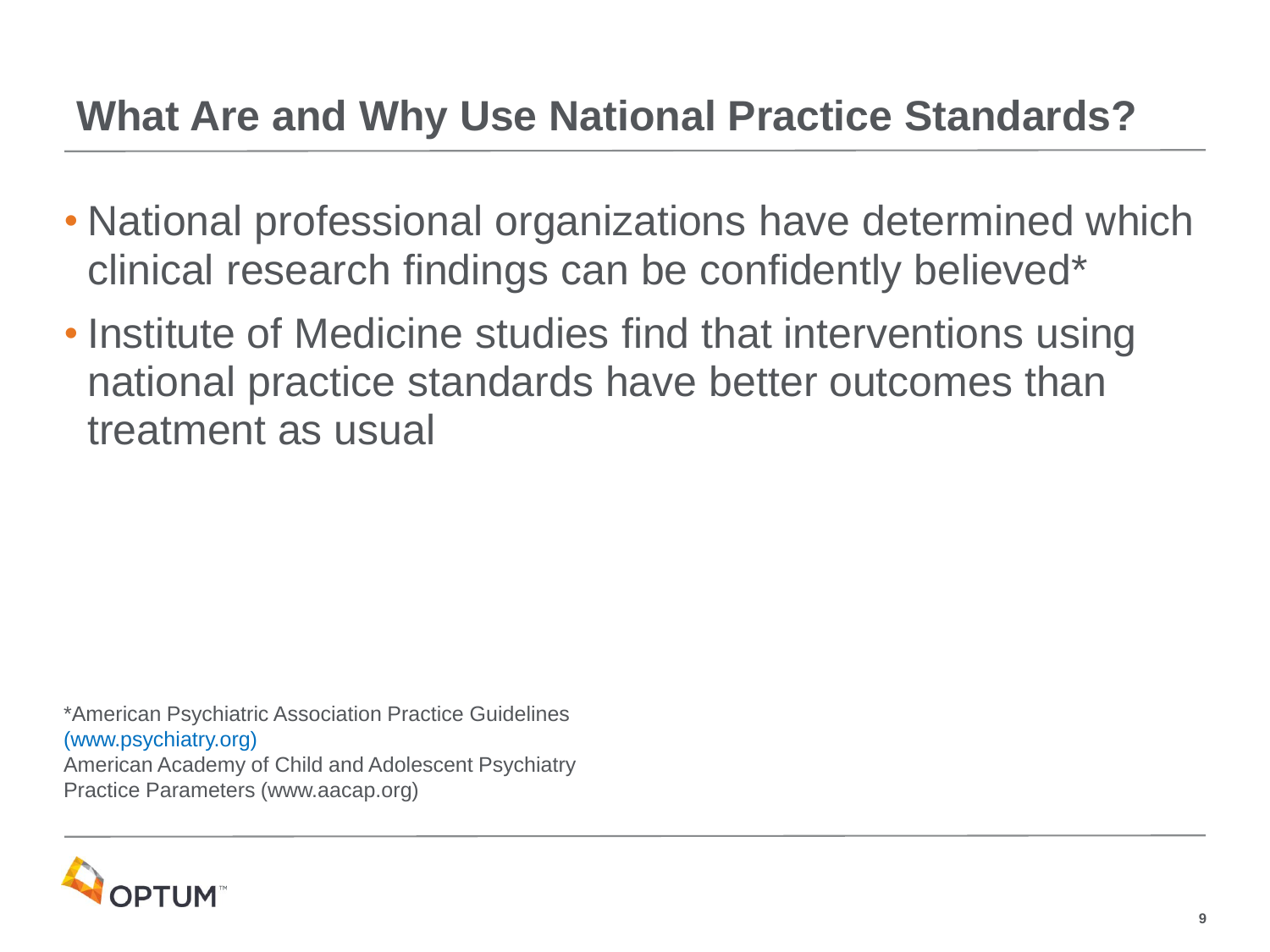# What Are and Why Use National Practice Standards?

- National professional organizations have determined which clinical research findings can be confidently believed*
- Institute of Medicine studies find that interventions using national practice standards have better outcomes than treatment as usual

*American Psychiatric Association Practice Guidelines (www.psychiatry.org)
American Academy of Child and Adolescent Psychiatry Practice Parameters (www.aacap.org)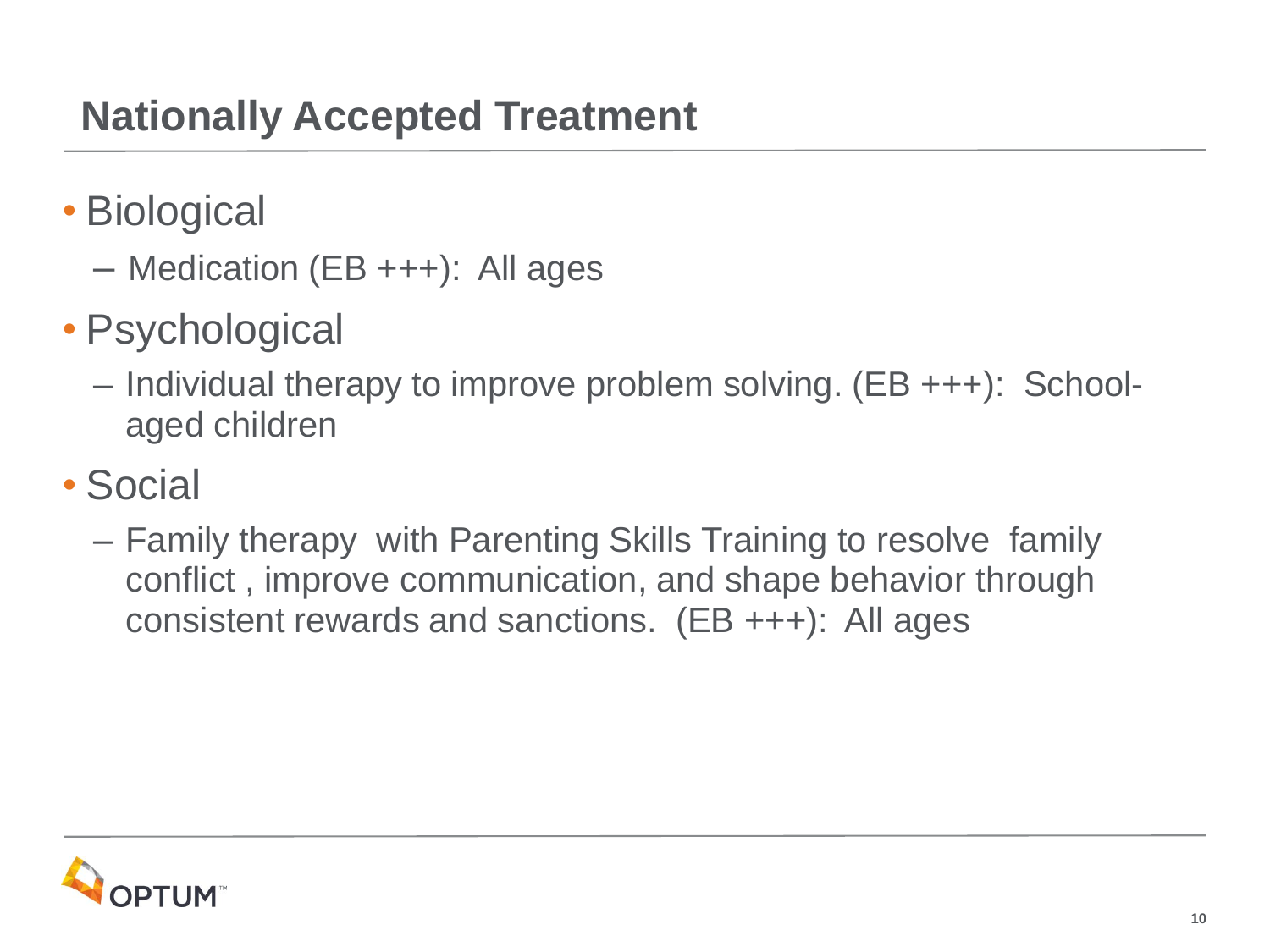# Nationally Accepted Treatment

- Biological
  - Medication (EB +++): All ages
- Psychological
  - Individual therapy to improve problem solving. (EB +++): School-aged children
- Social
  - Family therapy with Parenting Skills Training to resolve family conflict , improve communication, and shape behavior through consistent rewards and sanctions. (EB +++): All ages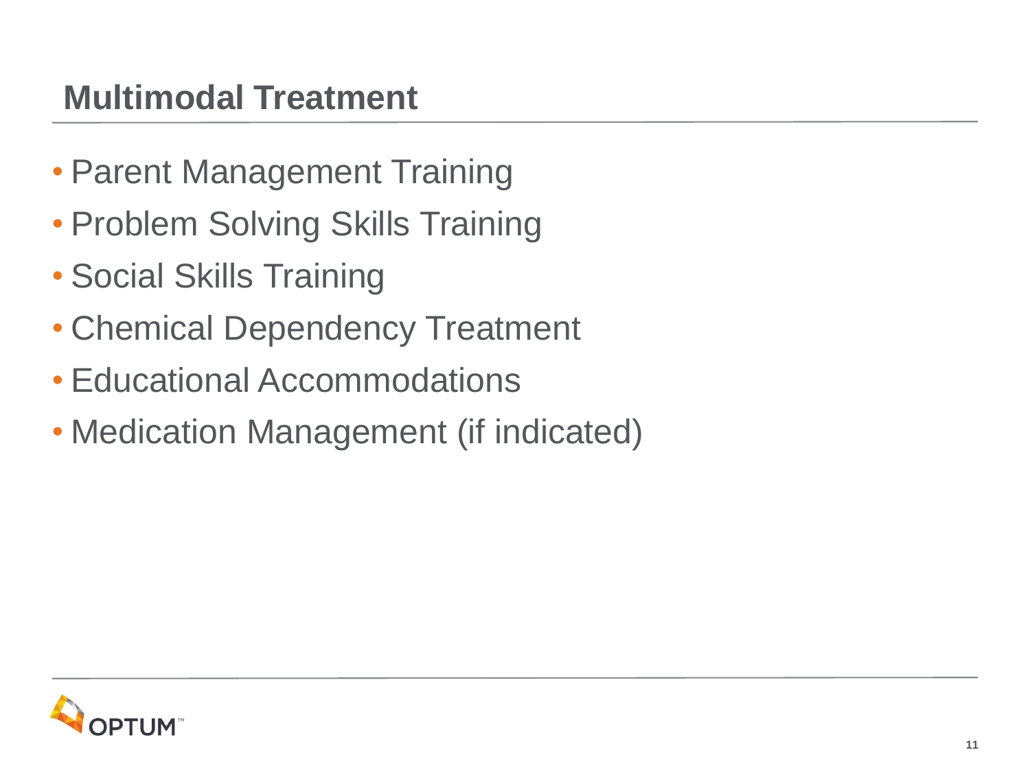# Multimodal Treatment

- Parent Management Training
- Problem Solving Skills Training
- Social Skills Training
- Chemical Dependency Treatment
- Educational Accommodations
- Medication Management (if indicated)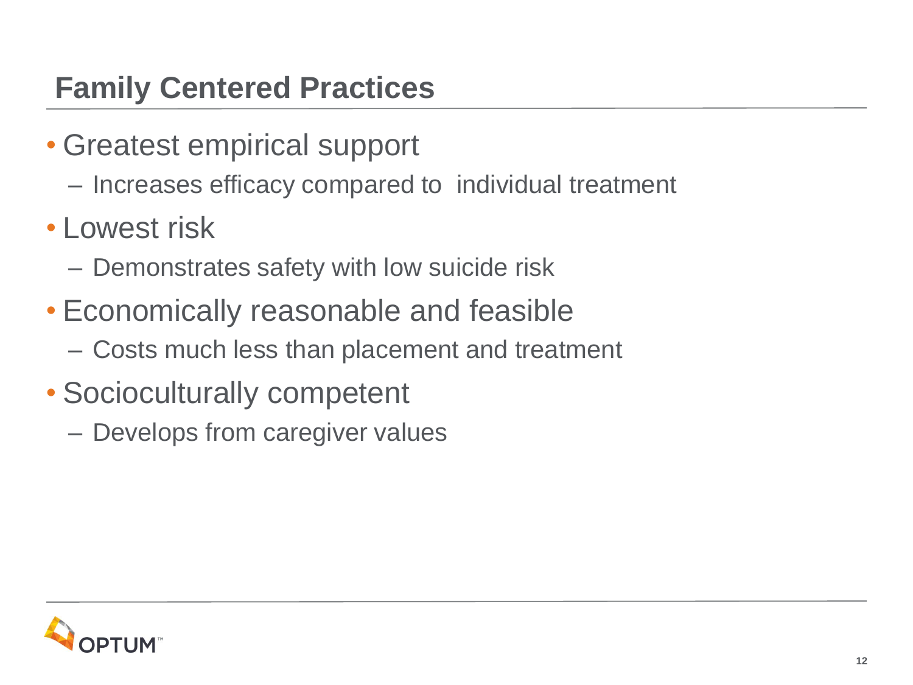## Family Centered Practices

- Greatest empirical support
  - Increases efficacy compared to individual treatment
- Lowest risk
  - Demonstrates safety with low suicide risk
- Economically reasonable and feasible
  - Costs much less than placement and treatment
- Socioculturally competent
  - Develops from caregiver values

OPTUM™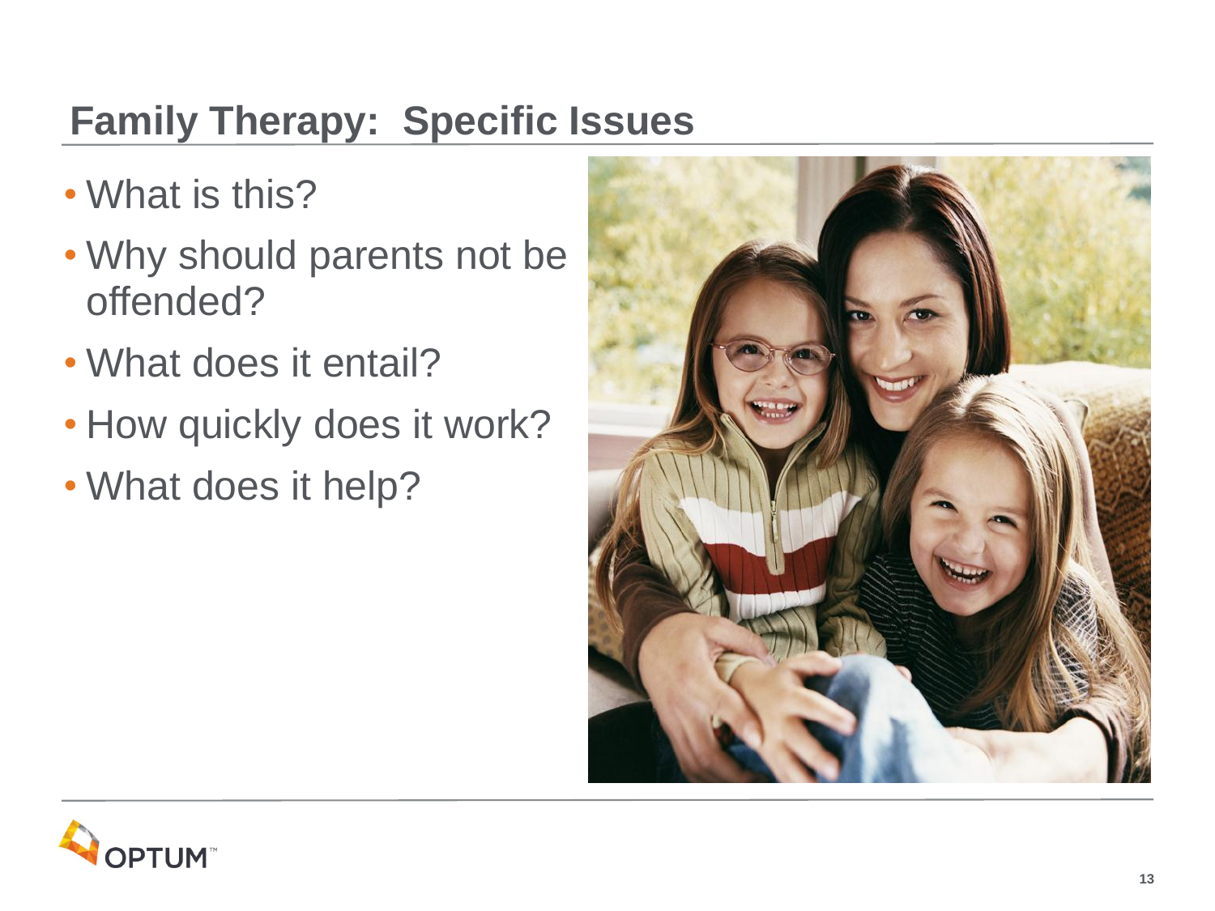## Family Therapy: Specific Issues

- What is this?
- Why should parents not be offended?
- What does it entail?
- How quickly does it work?
- What does it help?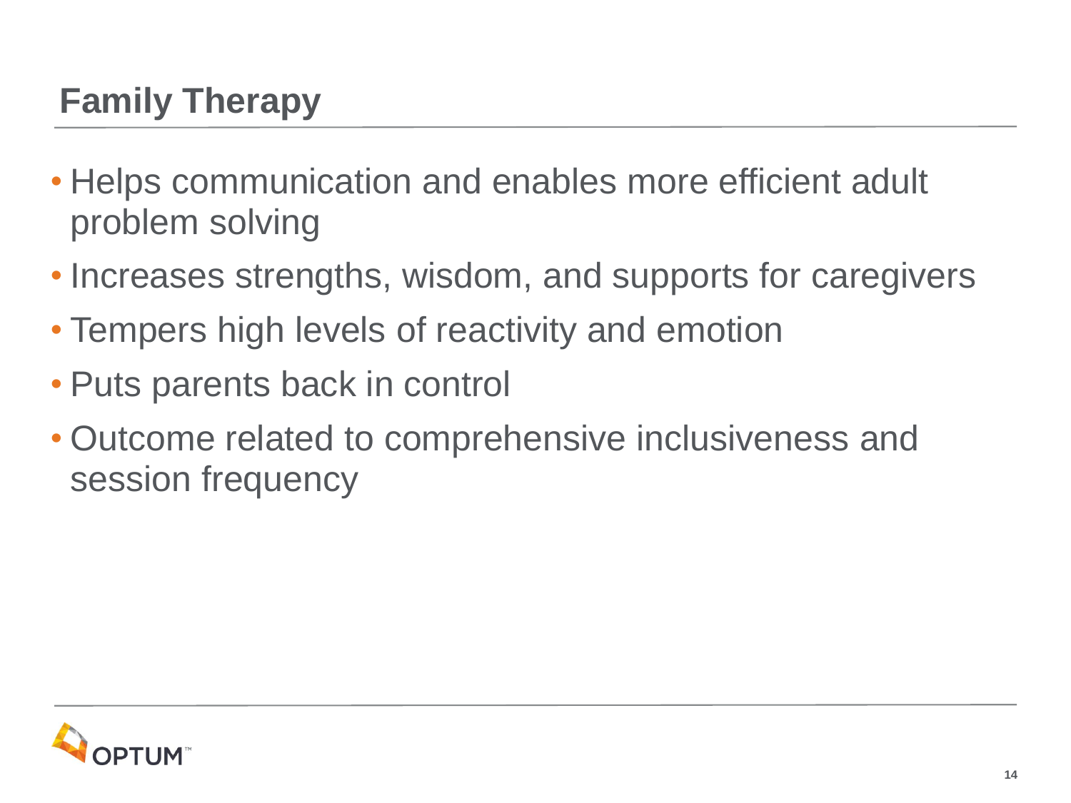# Family Therapy

- Helps communication and enables more efficient adult problem solving
- Increases strengths, wisdom, and supports for caregivers
- Tempers high levels of reactivity and emotion
- Puts parents back in control
- Outcome related to comprehensive inclusiveness and session frequency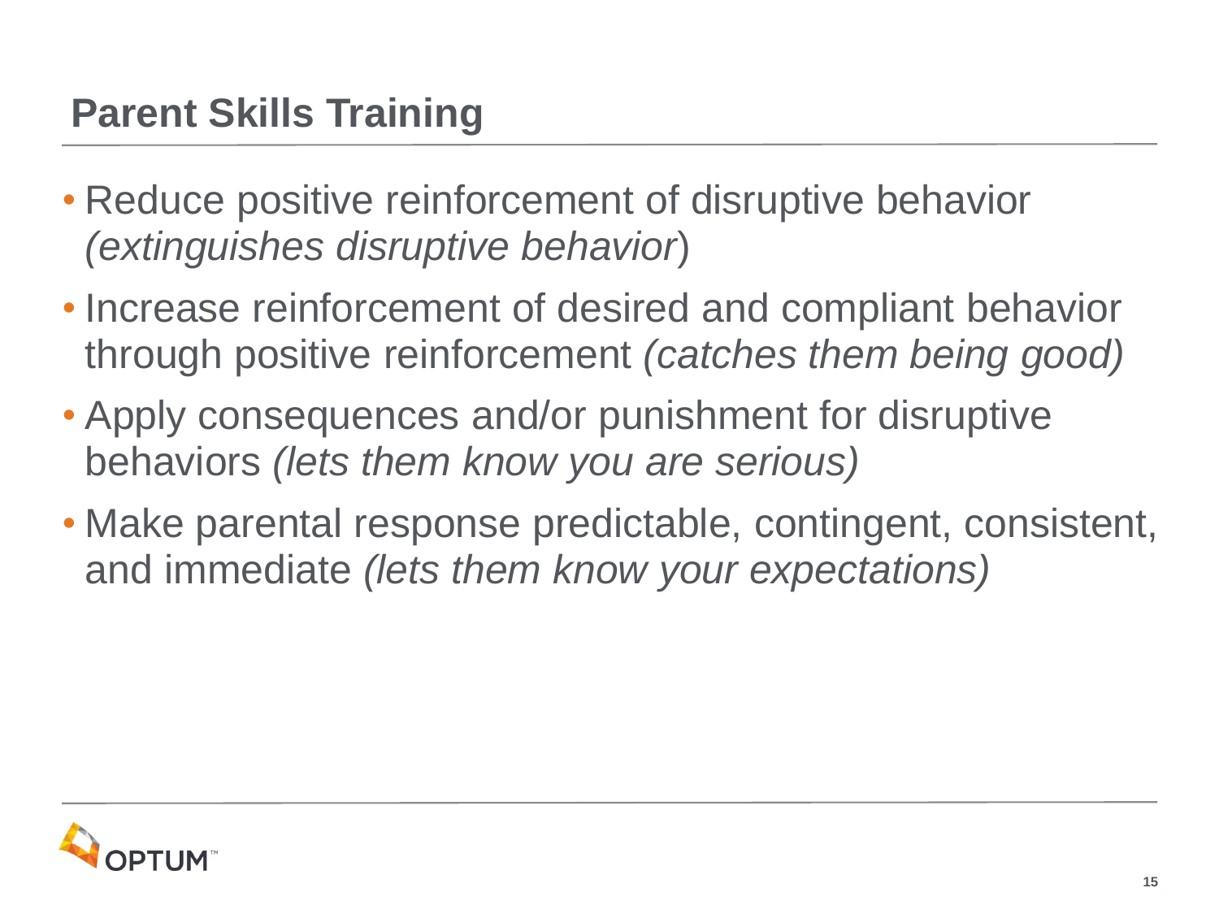# Parent Skills Training

- Reduce positive reinforcement of disruptive behavior *(extinguishes disruptive behavior*)
- Increase reinforcement of desired and compliant behavior through positive reinforcement *(catches them being good)*
- Apply consequences and/or punishment for disruptive behaviors *(lets them know you are serious)*
- Make parental response predictable, contingent, consistent, and immediate *(lets them know your expectations)*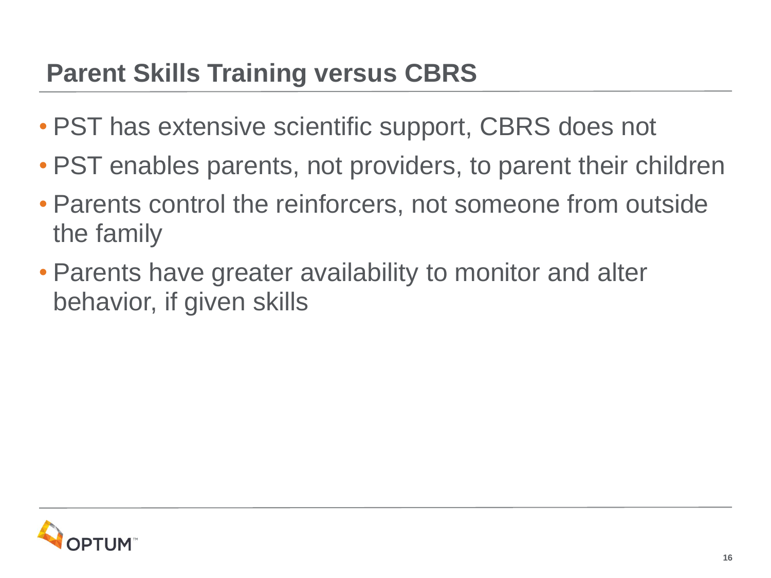# Parent Skills Training versus CBRS

- PST has extensive scientific support, CBRS does not
- PST enables parents, not providers, to parent their children
- Parents control the reinforcers, not someone from outside the family
- Parents have greater availability to monitor and alter behavior, if given skills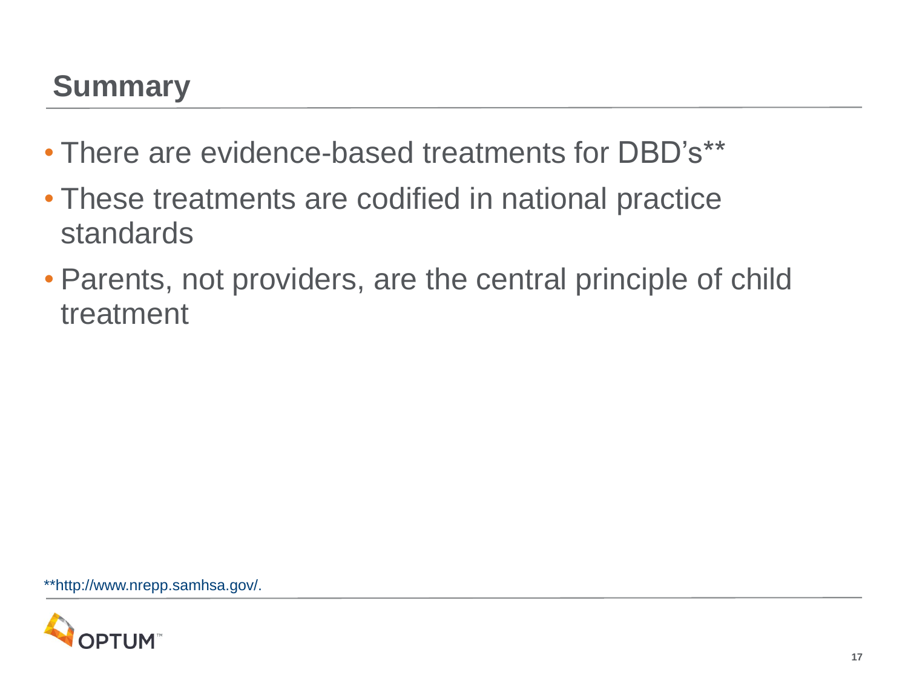## Summary

- There are evidence-based treatments for DBD’s**
- These treatments are codified in national practice standards
- Parents, not providers, are the central principle of child treatment

**http://www.nrepp.samhsa.gov/.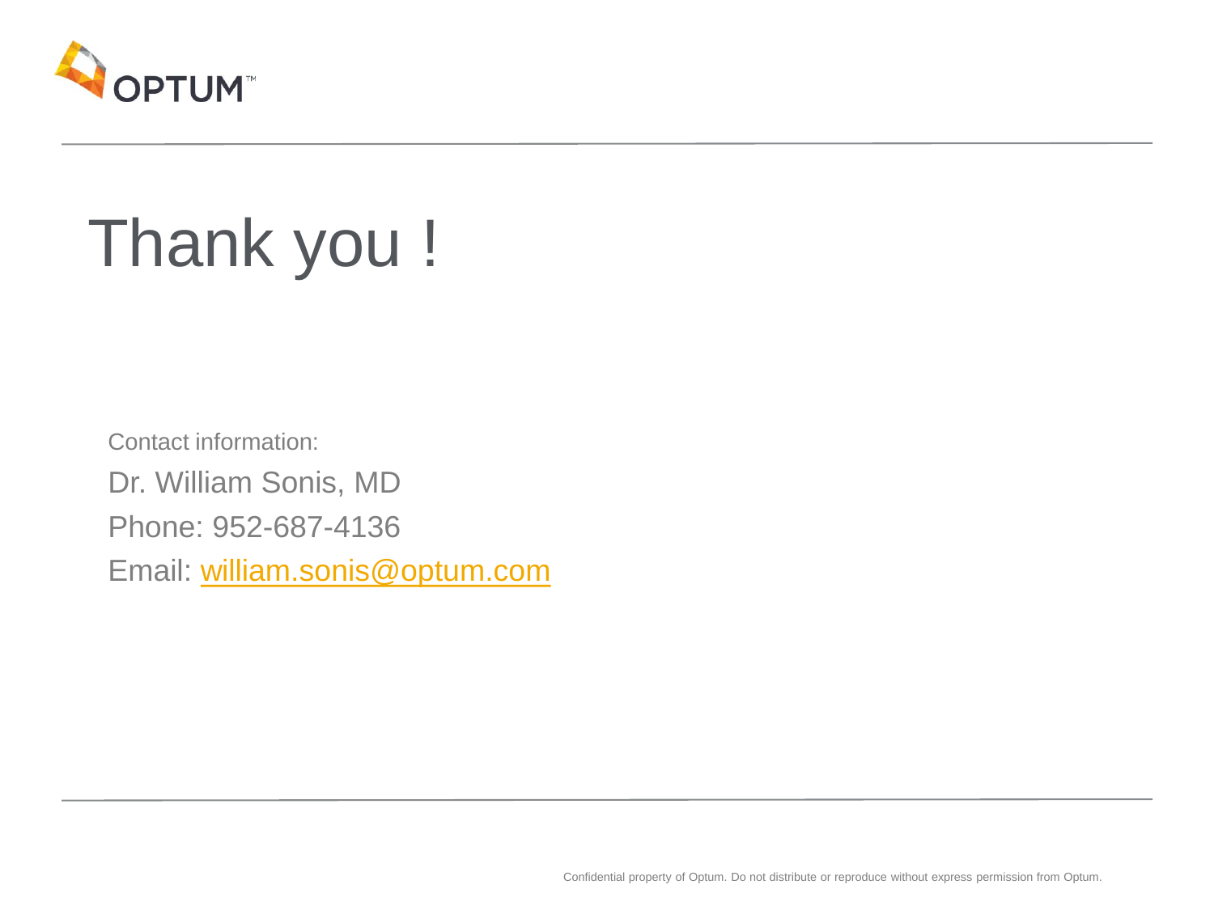# Thank you !

Contact information:

Dr. William Sonis, MD

Phone: 952-687-4136

Email: william.sonis@optum.com

Confidential property of Optum. Do not distribute or reproduce without express permission from Optum.